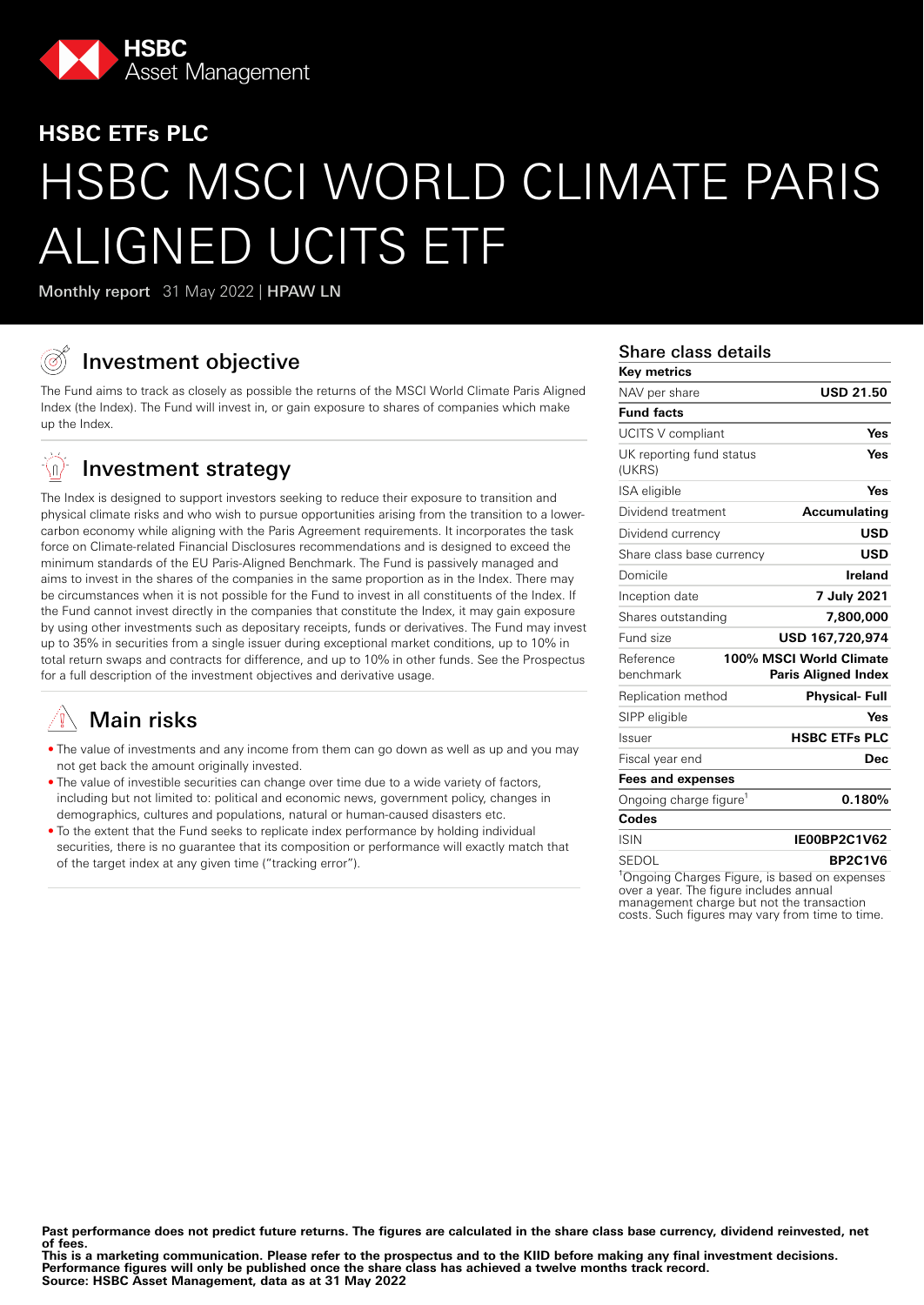HSBC Asset Management

## HSBC ETFs PLC

# HSBC MSCI WORLD CLIMATE PARIS ALIGNED UCITS ETF

**Monthly report** 31 May 2022 | **HPAW LN**

## Investment objective

The Fund aims to track as closely as possible the returns of the MSCI World Climate Paris Aligned Index (the Index). The Fund will invest in, or gain exposure to shares of companies which make up the Index.

## Investment strategy

The Index is designed to support investors seeking to reduce their exposure to transition and physical climate risks and who wish to pursue opportunities arising from the transition to a lower-carbon economy while aligning with the Paris Agreement requirements. It incorporates the task force on Climate-related Financial Disclosures recommendations and is designed to exceed the minimum standards of the EU Paris-Aligned Benchmark. The Fund is passively managed and aims to invest in the shares of the companies in the same proportion as in the Index. There may be circumstances when it is not possible for the Fund to invest in all constituents of the Index. If the Fund cannot invest directly in the companies that constitute the Index, it may gain exposure by using other investments such as depositary receipts, funds or derivatives. The Fund may invest up to 35% in securities from a single issuer during exceptional market conditions, up to 10% in total return swaps and contracts for difference, and up to 10% in other funds. See the Prospectus for a full description of the investment objectives and derivative usage.

## Main risks

- The value of investments and any income from them can go down as well as up and you may not get back the amount originally invested.
- The value of investible securities can change over time due to a wide variety of factors, including but not limited to: political and economic news, government policy, changes in demographics, cultures and populations, natural or human-caused disasters etc.
- To the extent that the Fund seeks to replicate index performance by holding individual securities, there is no guarantee that its composition or performance will exactly match that of the target index at any given time ("tracking error").

## Share class details

| **Key metrics** | |
|---|---|
| NAV per share | **USD 21.50** |
| **Fund facts** | |
| UCITS V compliant | **Yes** |
| UK reporting fund status (UKRS) | **Yes** |
| ISA eligible | **Yes** |
| Dividend treatment | **Accumulating** |
| Dividend currency | **USD** |
| Share class base currency | **USD** |
| Domicile | **Ireland** |
| Inception date | **7 July 2021** |
| Shares outstanding | **7,800,000** |
| Fund size | **USD 167,720,974** |
| Reference benchmark | **100% MSCI World Climate Paris Aligned Index** |
| Replication method | **Physical- Full** |
| SIPP eligible | **Yes** |
| Issuer | **HSBC ETFs PLC** |
| Fiscal year end | **Dec** |
| **Fees and expenses** | |
| Ongoing charge figure[1] | **0.180%** |
| **Codes** | |
| ISIN | **IE00BP2C1V62** |
| SEDOL | **BP2C1V6** |

[1]Ongoing Charges Figure, is based on expenses over a year. The figure includes annual management charge but not the transaction costs. Such figures may vary from time to time.

**Past performance does not predict future returns. The figures are calculated in the share class base currency, dividend reinvested, net of fees.**
**This is a marketing communication. Please refer to the prospectus and to the KIID before making any final investment decisions.**
**Performance figures will only be published once the share class has achieved a twelve months track record.**
**Source: HSBC Asset Management, data as at 31 May 2022**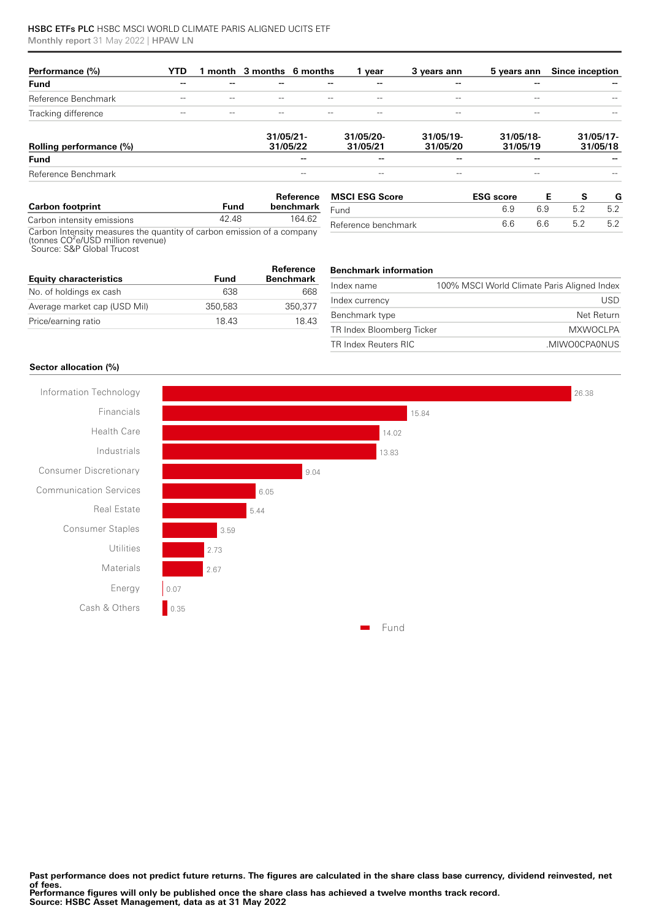| Performance (%) | YTD | 1 month | 3 months | 6 months | 1 year | 3 years ann | 5 years ann | Since inception |
|---|---|---|---|---|---|---|---|---|
| **Fund** | -- | -- | -- | -- | -- | -- | -- | -- |
| Reference Benchmark | -- | -- | -- | -- | -- | -- | -- | -- |
| Tracking difference | -- | -- | -- | -- | -- | -- | -- | -- |

| Rolling performance (%) | 31/05/21-31/05/22 | 31/05/20-31/05/21 | 31/05/19-31/05/20 | 31/05/18-31/05/19 | 31/05/17-31/05/18 |
|---|---|---|---|---|---|
| **Fund** | -- | -- | -- | -- | -- |
| Reference Benchmark | -- | -- | -- | -- | -- |

| Carbon footprint | Fund | Reference benchmark |
|---|---|---|
| Carbon intensity emissions | 42.48 | 164.62 |

Carbon Intensity measures the quantity of carbon emission of a company (tonnes $CO^2$e/USD million revenue)
Source: S&P Global Trucost

| MSCI ESG Score | ESG score | E | S | G |
|---|---|---|---|---|
| Fund | 6.9 | 6.9 | 5.2 | 5.2 |
| Reference benchmark | 6.6 | 6.6 | 5.2 | 5.2 |

| Equity characteristics | Fund | Reference Benchmark |
|---|---|---|
| No. of holdings ex cash | 638 | 668 |
| Average market cap (USD Mil) | 350,583 | 350,377 |
| Price/earning ratio | 18.43 | 18.43 |

| Benchmark information | |
|---|---|
| Index name | 100% MSCI World Climate Paris Aligned Index |
| Index currency | USD |
| Benchmark type | Net Return |
| TR Index Bloomberg Ticker | MXWOCLPA |
| TR Index Reuters RIC | .MIWO0CPA0NUS |

**Sector allocation (%)**

| Sector | Fund |
|---|---|
| Information Technology | 26.38 |
| Financials | 15.84 |
| Health Care | 14.02 |
| Industrials | 13.83 |
| Consumer Discretionary | 9.04 |
| Communication Services | 6.05 |
| Real Estate | 5.44 |
| Consumer Staples | 3.59 |
| Utilities | 2.73 |
| Materials | 2.67 |
| Energy | 0.07 |
| Cash & Others | 0.35 |

**Past performance does not predict future returns. The figures are calculated in the share class base currency, dividend reinvested, net of fees.**
**Performance figures will only be published once the share class has achieved a twelve months track record.**
**Source: HSBC Asset Management, data as at 31 May 2022**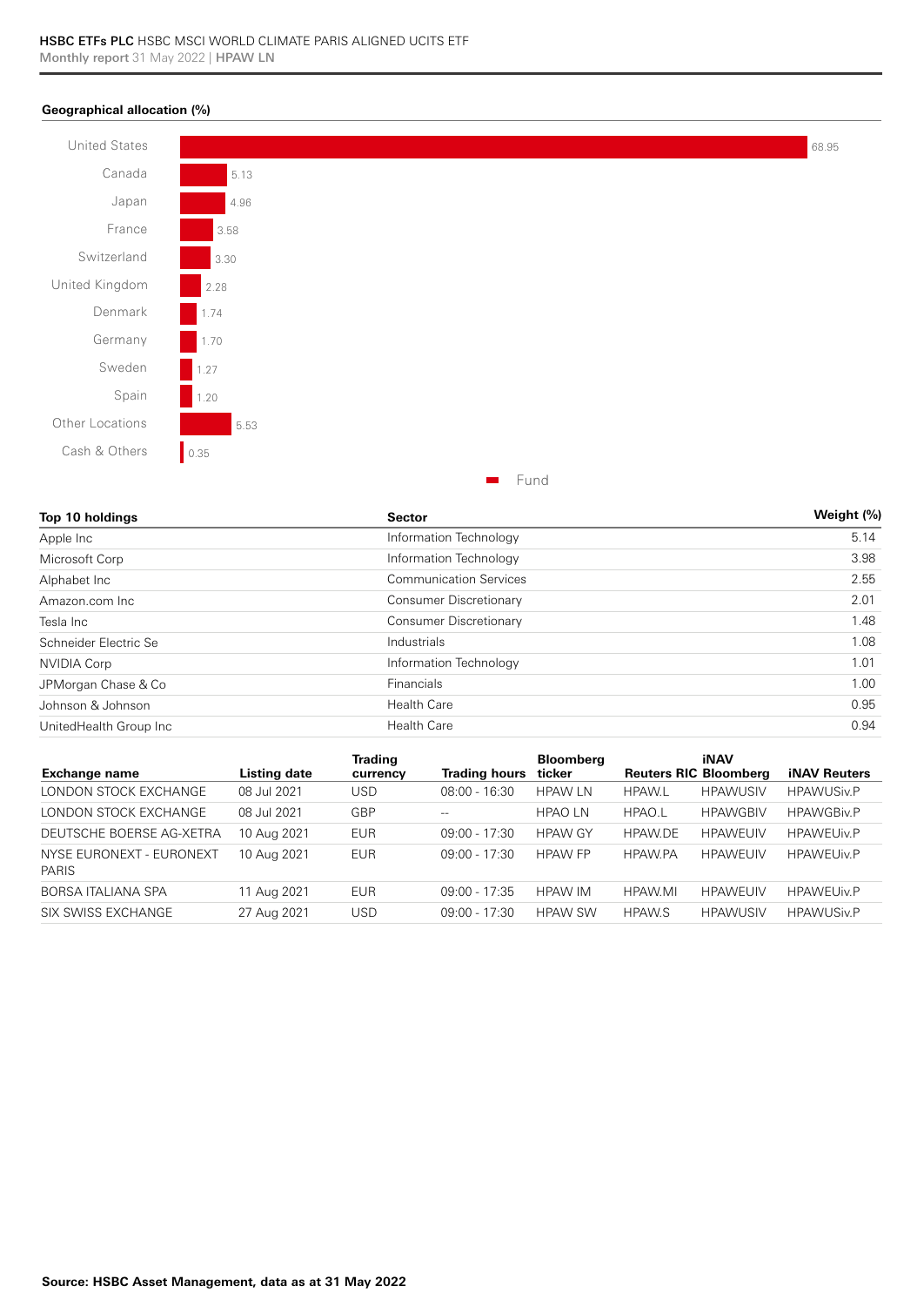**Geographical allocation (%)**

| Country | Fund |
|---|---|
| United States | 68.95 |
| Canada | 5.13 |
| Japan | 4.96 |
| France | 3.58 |
| Switzerland | 3.30 |
| United Kingdom | 2.28 |
| Denmark | 1.74 |
| Germany | 1.70 |
| Sweden | 1.27 |
| Spain | 1.20 |
| Other Locations | 5.53 |
| Cash & Others | 0.35 |

| Top 10 holdings | Sector | Weight (%) |
|---|---|---|
| Apple Inc | Information Technology | 5.14 |
| Microsoft Corp | Information Technology | 3.98 |
| Alphabet Inc | Communication Services | 2.55 |
| Amazon.com Inc | Consumer Discretionary | 2.01 |
| Tesla Inc | Consumer Discretionary | 1.48 |
| Schneider Electric Se | Industrials | 1.08 |
| NVIDIA Corp | Information Technology | 1.01 |
| JPMorgan Chase & Co | Financials | 1.00 |
| Johnson & Johnson | Health Care | 0.95 |
| UnitedHealth Group Inc | Health Care | 0.94 |

| Exchange name | Listing date | Trading currency | Trading hours | Bloomberg ticker | Reuters RIC | iNAV Bloomberg | iNAV Reuters |
|---|---|---|---|---|---|---|---|
| LONDON STOCK EXCHANGE | 08 Jul 2021 | USD | 08:00 - 16:30 | HPAW LN | HPAW.L | HPAWUSIV | HPAWUSiv.P |
| LONDON STOCK EXCHANGE | 08 Jul 2021 | GBP | -- | HPAO LN | HPAO.L | HPAWGBIV | HPAWGBiv.P |
| DEUTSCHE BOERSE AG-XETRA | 10 Aug 2021 | EUR | 09:00 - 17:30 | HPAW GY | HPAW.DE | HPAWEUIV | HPAWEUiv.P |
| NYSE EURONEXT - EURONEXT PARIS | 10 Aug 2021 | EUR | 09:00 - 17:30 | HPAW FP | HPAW.PA | HPAWEUIV | HPAWEUiv.P |
| BORSA ITALIANA SPA | 11 Aug 2021 | EUR | 09:00 - 17:35 | HPAW IM | HPAW.MI | HPAWEUIV | HPAWEUiv.P |
| SIX SWISS EXCHANGE | 27 Aug 2021 | USD | 09:00 - 17:30 | HPAW SW | HPAW.S | HPAWUSIV | HPAWUSiv.P |

**Source: HSBC Asset Management, data as at 31 May 2022**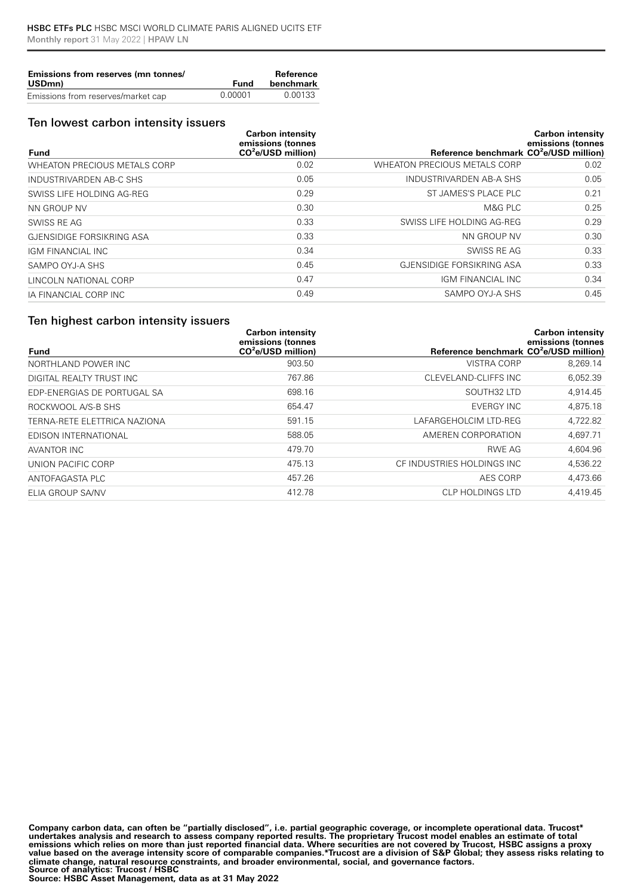| Emissions from reserves (mn tonnes/ USDmn) | Fund | Reference benchmark |
|---|---|---|
| Emissions from reserves/market cap | 0.00001 | 0.00133 |

## Ten lowest carbon intensity issuers

| Fund | Carbon intensity emissions (tonnes $CO^2e$/USD million) | Reference benchmark | Carbon intensity emissions (tonnes $CO^2e$/USD million) |
|---|---|---|---|
| WHEATON PRECIOUS METALS CORP | 0.02 | WHEATON PRECIOUS METALS CORP | 0.02 |
| INDUSTRIVARDEN AB-C SHS | 0.05 | INDUSTRIVARDEN AB-A SHS | 0.05 |
| SWISS LIFE HOLDING AG-REG | 0.29 | ST JAMES'S PLACE PLC | 0.21 |
| NN GROUP NV | 0.30 | M&G PLC | 0.25 |
| SWISS RE AG | 0.33 | SWISS LIFE HOLDING AG-REG | 0.29 |
| GJENSIDIGE FORSIKRING ASA | 0.33 | NN GROUP NV | 0.30 |
| IGM FINANCIAL INC | 0.34 | SWISS RE AG | 0.33 |
| SAMPO OYJ-A SHS | 0.45 | GJENSIDIGE FORSIKRING ASA | 0.33 |
| LINCOLN NATIONAL CORP | 0.47 | IGM FINANCIAL INC | 0.34 |
| IA FINANCIAL CORP INC | 0.49 | SAMPO OYJ-A SHS | 0.45 |

## Ten highest carbon intensity issuers

| Fund | Carbon intensity emissions (tonnes $CO^2e$/USD million) | Reference benchmark | Carbon intensity emissions (tonnes $CO^2e$/USD million) |
|---|---|---|---|
| NORTHLAND POWER INC | 903.50 | VISTRA CORP | 8,269.14 |
| DIGITAL REALTY TRUST INC | 767.86 | CLEVELAND-CLIFFS INC | 6,052.39 |
| EDP-ENERGIAS DE PORTUGAL SA | 698.16 | SOUTH32 LTD | 4,914.45 |
| ROCKWOOL A/S-B SHS | 654.47 | EVERGY INC | 4,875.18 |
| TERNA-RETE ELETTRICA NAZIONA | 591.15 | LAFARGEHOLCIM LTD-REG | 4,722.82 |
| EDISON INTERNATIONAL | 588.05 | AMEREN CORPORATION | 4,697.71 |
| AVANTOR INC | 479.70 | RWE AG | 4,604.96 |
| UNION PACIFIC CORP | 475.13 | CF INDUSTRIES HOLDINGS INC | 4,536.22 |
| ANTOFAGASTA PLC | 457.26 | AES CORP | 4,473.66 |
| ELIA GROUP SA/NV | 412.78 | CLP HOLDINGS LTD | 4,419.45 |

**Company carbon data, can often be "partially disclosed", i.e. partial geographic coverage, or incomplete operational data. Trucost* undertakes analysis and research to assess company reported results. The proprietary Trucost model enables an estimate of total emissions which relies on more than just reported financial data. Where securities are not covered by Trucost, HSBC assigns a proxy value based on the average intensity score of comparable companies.*Trucost are a division of S&P Global; they assess risks relating to climate change, natural resource constraints, and broader environmental, social, and governance factors.**
**Source of analytics: Trucost / HSBC**
**Source: HSBC Asset Management, data as at 31 May 2022**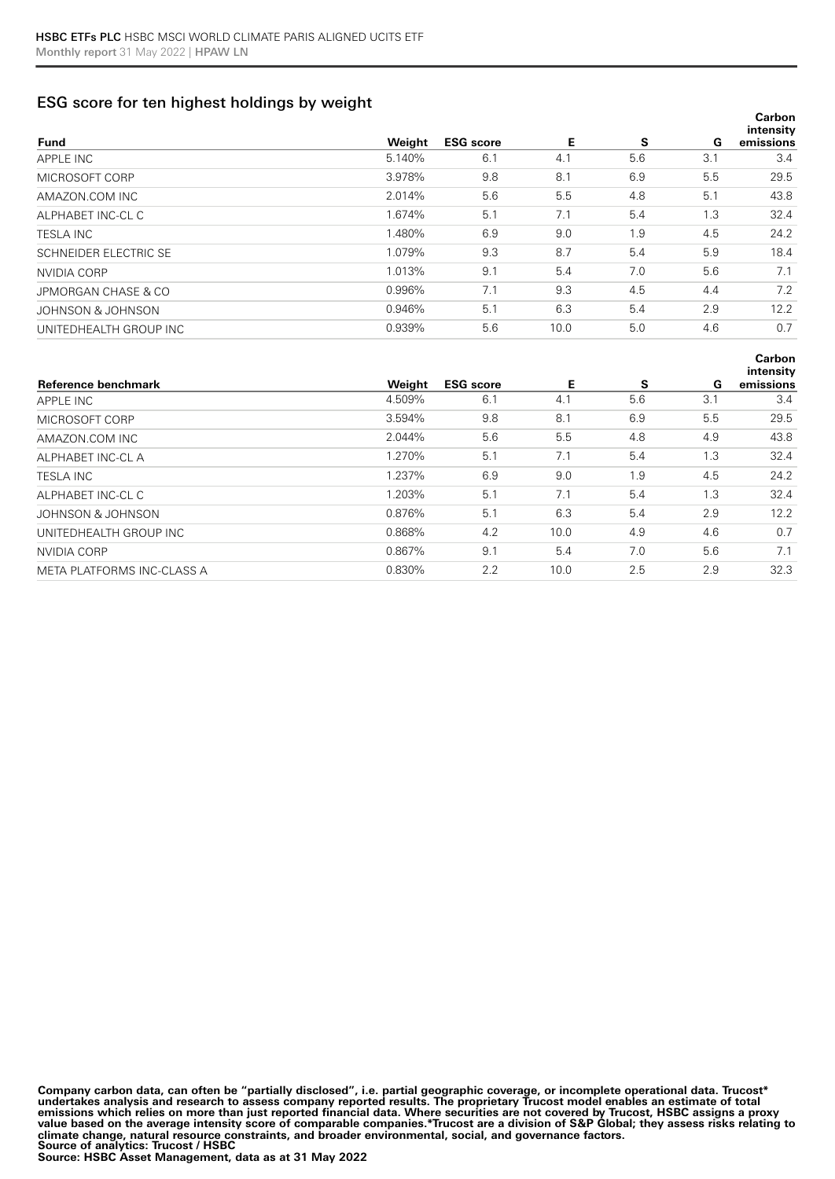## ESG score for ten highest holdings by weight

| Fund | Weight | ESG score | E | S | G | Carbon intensity emissions |
|---|---|---|---|---|---|---|
| APPLE INC | 5.140% | 6.1 | 4.1 | 5.6 | 3.1 | 3.4 |
| MICROSOFT CORP | 3.978% | 9.8 | 8.1 | 6.9 | 5.5 | 29.5 |
| AMAZON.COM INC | 2.014% | 5.6 | 5.5 | 4.8 | 5.1 | 43.8 |
| ALPHABET INC-CL C | 1.674% | 5.1 | 7.1 | 5.4 | 1.3 | 32.4 |
| TESLA INC | 1.480% | 6.9 | 9.0 | 1.9 | 4.5 | 24.2 |
| SCHNEIDER ELECTRIC SE | 1.079% | 9.3 | 8.7 | 5.4 | 5.9 | 18.4 |
| NVIDIA CORP | 1.013% | 9.1 | 5.4 | 7.0 | 5.6 | 7.1 |
| JPMORGAN CHASE & CO | 0.996% | 7.1 | 9.3 | 4.5 | 4.4 | 7.2 |
| JOHNSON & JOHNSON | 0.946% | 5.1 | 6.3 | 5.4 | 2.9 | 12.2 |
| UNITEDHEALTH GROUP INC | 0.939% | 5.6 | 10.0 | 5.0 | 4.6 | 0.7 |

| Reference benchmark | Weight | ESG score | E | S | G | Carbon intensity emissions |
|---|---|---|---|---|---|---|
| APPLE INC | 4.509% | 6.1 | 4.1 | 5.6 | 3.1 | 3.4 |
| MICROSOFT CORP | 3.594% | 9.8 | 8.1 | 6.9 | 5.5 | 29.5 |
| AMAZON.COM INC | 2.044% | 5.6 | 5.5 | 4.8 | 4.9 | 43.8 |
| ALPHABET INC-CL A | 1.270% | 5.1 | 7.1 | 5.4 | 1.3 | 32.4 |
| TESLA INC | 1.237% | 6.9 | 9.0 | 1.9 | 4.5 | 24.2 |
| ALPHABET INC-CL C | 1.203% | 5.1 | 7.1 | 5.4 | 1.3 | 32.4 |
| JOHNSON & JOHNSON | 0.876% | 5.1 | 6.3 | 5.4 | 2.9 | 12.2 |
| UNITEDHEALTH GROUP INC | 0.868% | 4.2 | 10.0 | 4.9 | 4.6 | 0.7 |
| NVIDIA CORP | 0.867% | 9.1 | 5.4 | 7.0 | 5.6 | 7.1 |
| META PLATFORMS INC-CLASS A | 0.830% | 2.2 | 10.0 | 2.5 | 2.9 | 32.3 |

**Company carbon data, can often be "partially disclosed", i.e. partial geographic coverage, or incomplete operational data. Trucost* undertakes analysis and research to assess company reported results. The proprietary Trucost model enables an estimate of total emissions which relies on more than just reported financial data. Where securities are not covered by Trucost, HSBC assigns a proxy value based on the average intensity score of comparable companies.*Trucost are a division of S&P Global; they assess risks relating to climate change, natural resource constraints, and broader environmental, social, and governance factors.**
**Source of analytics: Trucost / HSBC**
**Source: HSBC Asset Management, data as at 31 May 2022**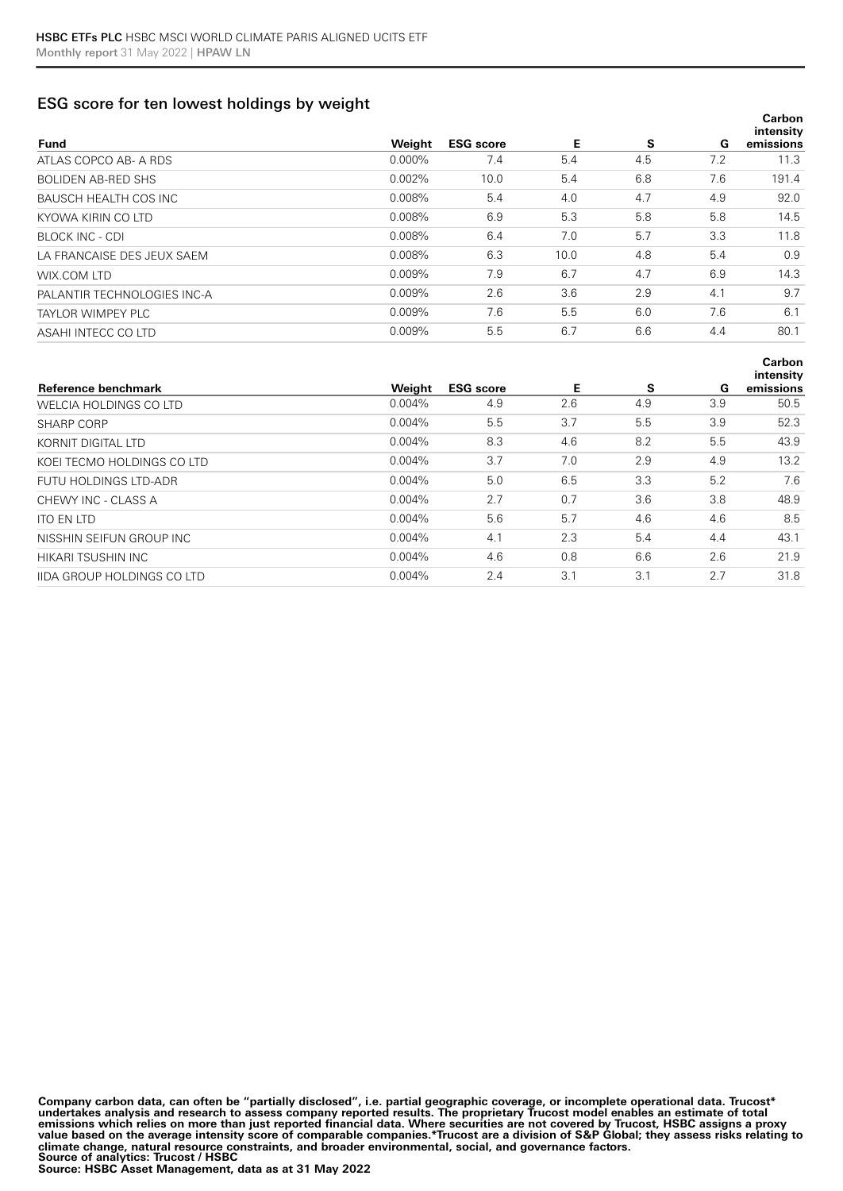## ESG score for ten lowest holdings by weight

| Fund | Weight | ESG score | E | S | G | Carbon intensity emissions |
|---|---|---|---|---|---|---|
| ATLAS COPCO AB- A RDS | 0.000% | 7.4 | 5.4 | 4.5 | 7.2 | 11.3 |
| BOLIDEN AB-RED SHS | 0.002% | 10.0 | 5.4 | 6.8 | 7.6 | 191.4 |
| BAUSCH HEALTH COS INC | 0.008% | 5.4 | 4.0 | 4.7 | 4.9 | 92.0 |
| KYOWA KIRIN CO LTD | 0.008% | 6.9 | 5.3 | 5.8 | 5.8 | 14.5 |
| BLOCK INC - CDI | 0.008% | 6.4 | 7.0 | 5.7 | 3.3 | 11.8 |
| LA FRANCAISE DES JEUX SAEM | 0.008% | 6.3 | 10.0 | 4.8 | 5.4 | 0.9 |
| WIX.COM LTD | 0.009% | 7.9 | 6.7 | 4.7 | 6.9 | 14.3 |
| PALANTIR TECHNOLOGIES INC-A | 0.009% | 2.6 | 3.6 | 2.9 | 4.1 | 9.7 |
| TAYLOR WIMPEY PLC | 0.009% | 7.6 | 5.5 | 6.0 | 7.6 | 6.1 |
| ASAHI INTECC CO LTD | 0.009% | 5.5 | 6.7 | 6.6 | 4.4 | 80.1 |

| Reference benchmark | Weight | ESG score | E | S | G | Carbon intensity emissions |
|---|---|---|---|---|---|---|
| WELCIA HOLDINGS CO LTD | 0.004% | 4.9 | 2.6 | 4.9 | 3.9 | 50.5 |
| SHARP CORP | 0.004% | 5.5 | 3.7 | 5.5 | 3.9 | 52.3 |
| KORNIT DIGITAL LTD | 0.004% | 8.3 | 4.6 | 8.2 | 5.5 | 43.9 |
| KOEI TECMO HOLDINGS CO LTD | 0.004% | 3.7 | 7.0 | 2.9 | 4.9 | 13.2 |
| FUTU HOLDINGS LTD-ADR | 0.004% | 5.0 | 6.5 | 3.3 | 5.2 | 7.6 |
| CHEWY INC - CLASS A | 0.004% | 2.7 | 0.7 | 3.6 | 3.8 | 48.9 |
| ITO EN LTD | 0.004% | 5.6 | 5.7 | 4.6 | 4.6 | 8.5 |
| NISSHIN SEIFUN GROUP INC | 0.004% | 4.1 | 2.3 | 5.4 | 4.4 | 43.1 |
| HIKARI TSUSHIN INC | 0.004% | 4.6 | 0.8 | 6.6 | 2.6 | 21.9 |
| IIDA GROUP HOLDINGS CO LTD | 0.004% | 2.4 | 3.1 | 3.1 | 2.7 | 31.8 |

**Company carbon data, can often be "partially disclosed", i.e. partial geographic coverage, or incomplete operational data. Trucost* undertakes analysis and research to assess company reported results. The proprietary Trucost model enables an estimate of total emissions which relies on more than just reported financial data. Where securities are not covered by Trucost, HSBC assigns a proxy value based on the average intensity score of comparable companies.*Trucost are a division of S&P Global; they assess risks relating to climate change, natural resource constraints, and broader environmental, social, and governance factors.**
**Source of analytics: Trucost / HSBC**
**Source: HSBC Asset Management, data as at 31 May 2022**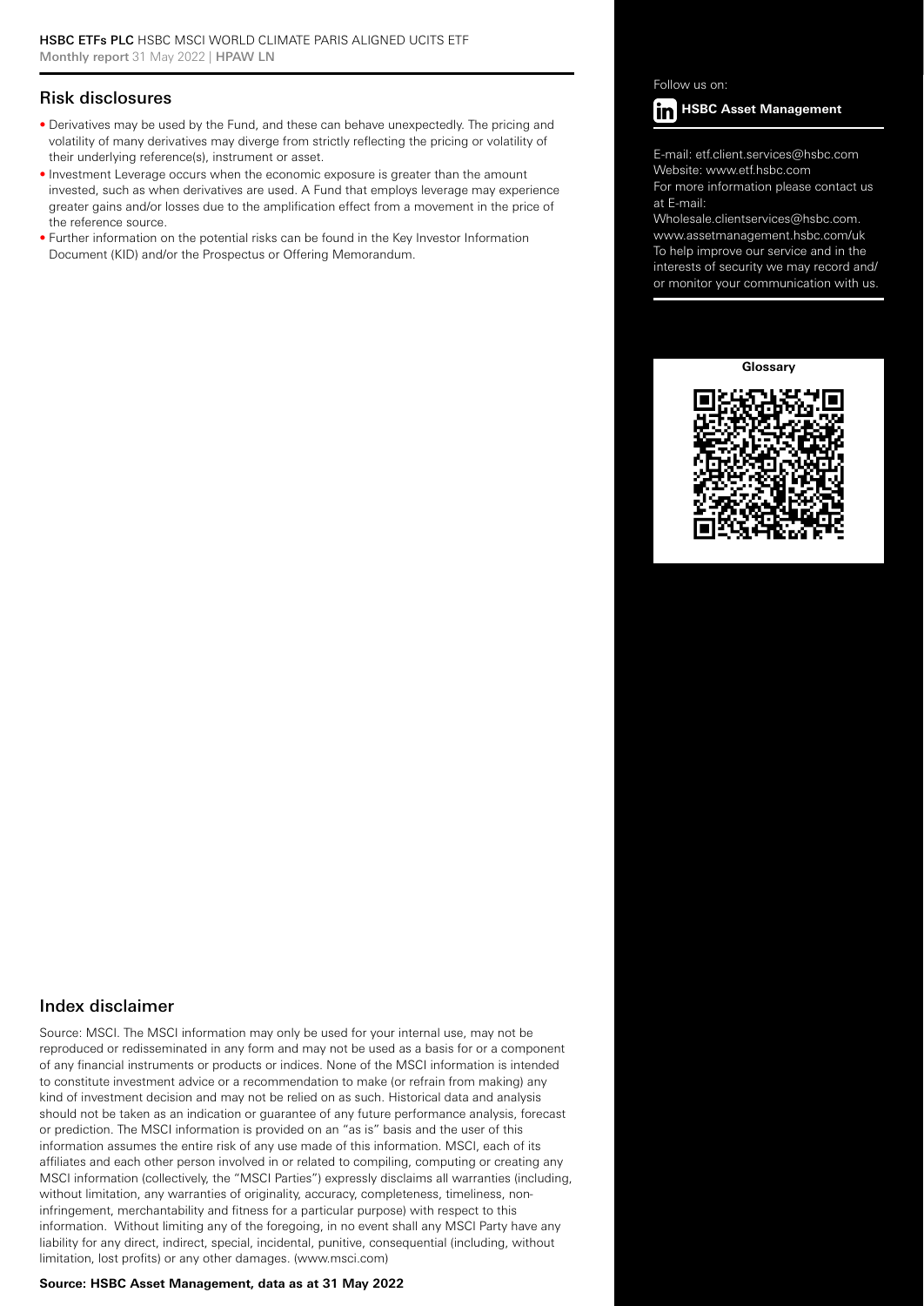## Risk disclosures

- Derivatives may be used by the Fund, and these can behave unexpectedly. The pricing and volatility of many derivatives may diverge from strictly reflecting the pricing or volatility of their underlying reference(s), instrument or asset.
- Investment Leverage occurs when the economic exposure is greater than the amount invested, such as when derivatives are used. A Fund that employs leverage may experience greater gains and/or losses due to the amplification effect from a movement in the price of the reference source.
- Further information on the potential risks can be found in the Key Investor Information Document (KID) and/or the Prospectus or Offering Memorandum.

Follow us on:

**HSBC Asset Management**

E-mail: etf.client.services@hsbc.com
Website: www.etf.hsbc.com
For more information please contact us at E-mail:
Wholesale.clientservices@hsbc.com.
www.assetmanagement.hsbc.com/uk
To help improve our service and in the interests of security we may record and/or monitor your communication with us.

**Glossary**

## Index disclaimer

Source: MSCI. The MSCI information may only be used for your internal use, may not be reproduced or redisseminated in any form and may not be used as a basis for or a component of any financial instruments or products or indices. None of the MSCI information is intended to constitute investment advice or a recommendation to make (or refrain from making) any kind of investment decision and may not be relied on as such. Historical data and analysis should not be taken as an indication or guarantee of any future performance analysis, forecast or prediction. The MSCI information is provided on an "as is" basis and the user of this information assumes the entire risk of any use made of this information. MSCI, each of its affiliates and each other person involved in or related to compiling, computing or creating any MSCI information (collectively, the "MSCI Parties") expressly disclaims all warranties (including, without limitation, any warranties of originality, accuracy, completeness, timeliness, non-infringement, merchantability and fitness for a particular purpose) with respect to this information. Without limiting any of the foregoing, in no event shall any MSCI Party have any liability for any direct, indirect, special, incidental, punitive, consequential (including, without limitation, lost profits) or any other damages. (www.msci.com)

**Source: HSBC Asset Management, data as at 31 May 2022**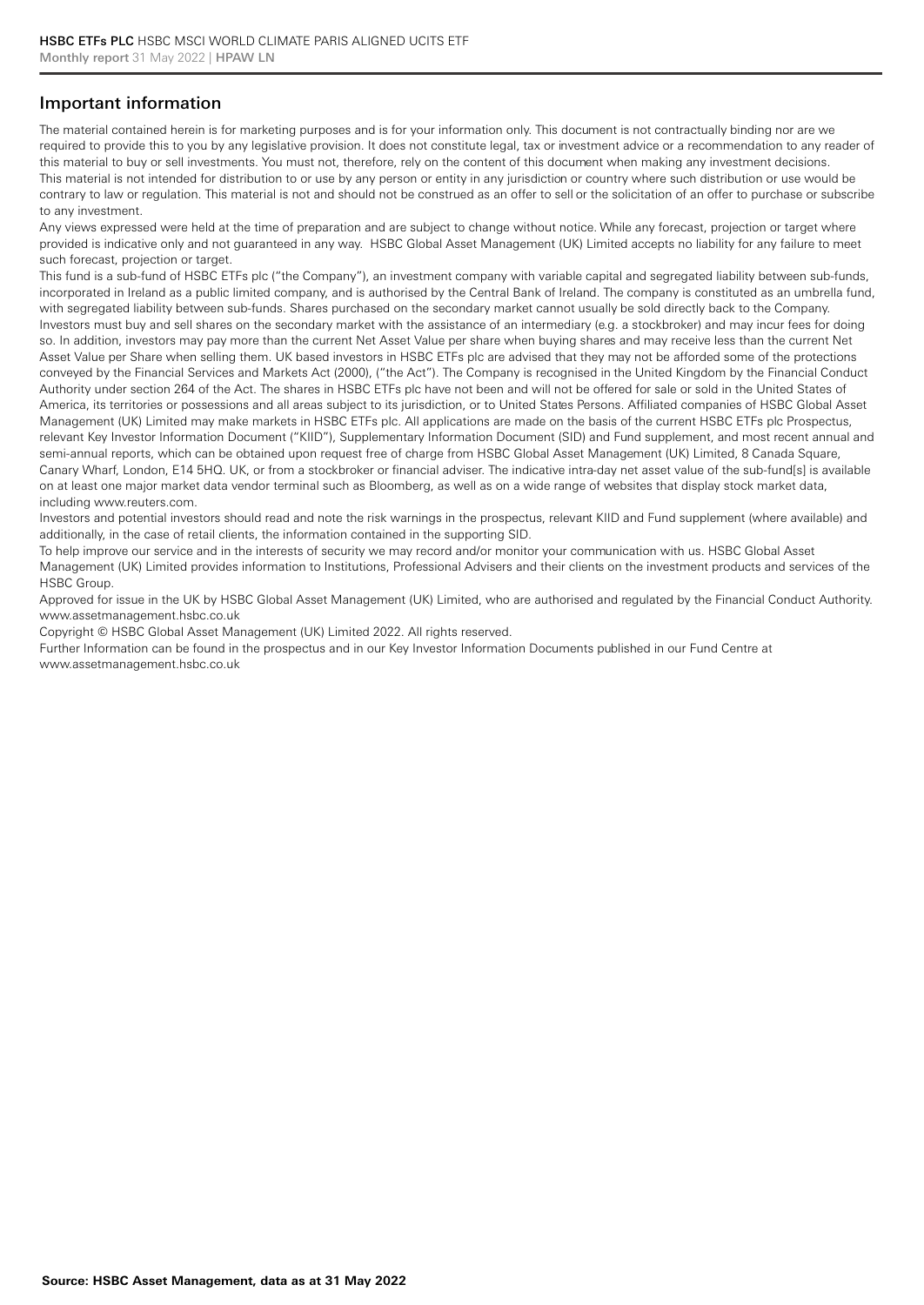## Important information

The material contained herein is for marketing purposes and is for your information only. This document is not contractually binding nor are we required to provide this to you by any legislative provision. It does not constitute legal, tax or investment advice or a recommendation to any reader of this material to buy or sell investments. You must not, therefore, rely on the content of this document when making any investment decisions.

This material is not intended for distribution to or use by any person or entity in any jurisdiction or country where such distribution or use would be contrary to law or regulation. This material is not and should not be construed as an offer to sell or the solicitation of an offer to purchase or subscribe to any investment.

Any views expressed were held at the time of preparation and are subject to change without notice. While any forecast, projection or target where provided is indicative only and not guaranteed in any way. HSBC Global Asset Management (UK) Limited accepts no liability for any failure to meet such forecast, projection or target.

This fund is a sub-fund of HSBC ETFs plc ("the Company"), an investment company with variable capital and segregated liability between sub-funds, incorporated in Ireland as a public limited company, and is authorised by the Central Bank of Ireland. The company is constituted as an umbrella fund, with segregated liability between sub-funds. Shares purchased on the secondary market cannot usually be sold directly back to the Company. Investors must buy and sell shares on the secondary market with the assistance of an intermediary (e.g. a stockbroker) and may incur fees for doing so. In addition, investors may pay more than the current Net Asset Value per share when buying shares and may receive less than the current Net Asset Value per Share when selling them. UK based investors in HSBC ETFs plc are advised that they may not be afforded some of the protections conveyed by the Financial Services and Markets Act (2000), ("the Act"). The Company is recognised in the United Kingdom by the Financial Conduct Authority under section 264 of the Act. The shares in HSBC ETFs plc have not been and will not be offered for sale or sold in the United States of America, its territories or possessions and all areas subject to its jurisdiction, or to United States Persons. Affiliated companies of HSBC Global Asset Management (UK) Limited may make markets in HSBC ETFs plc. All applications are made on the basis of the current HSBC ETFs plc Prospectus, relevant Key Investor Information Document ("KIID"), Supplementary Information Document (SID) and Fund supplement, and most recent annual and semi-annual reports, which can be obtained upon request free of charge from HSBC Global Asset Management (UK) Limited, 8 Canada Square, Canary Wharf, London, E14 5HQ. UK, or from a stockbroker or financial adviser. The indicative intra-day net asset value of the sub-fund[s] is available on at least one major market data vendor terminal such as Bloomberg, as well as on a wide range of websites that display stock market data, including www.reuters.com.

Investors and potential investors should read and note the risk warnings in the prospectus, relevant KIID and Fund supplement (where available) and additionally, in the case of retail clients, the information contained in the supporting SID.

To help improve our service and in the interests of security we may record and/or monitor your communication with us. HSBC Global Asset Management (UK) Limited provides information to Institutions, Professional Advisers and their clients on the investment products and services of the HSBC Group.

Approved for issue in the UK by HSBC Global Asset Management (UK) Limited, who are authorised and regulated by the Financial Conduct Authority. www.assetmanagement.hsbc.co.uk

Copyright © HSBC Global Asset Management (UK) Limited 2022. All rights reserved.

Further Information can be found in the prospectus and in our Key Investor Information Documents published in our Fund Centre at www.assetmanagement.hsbc.co.uk

**Source: HSBC Asset Management, data as at 31 May 2022**